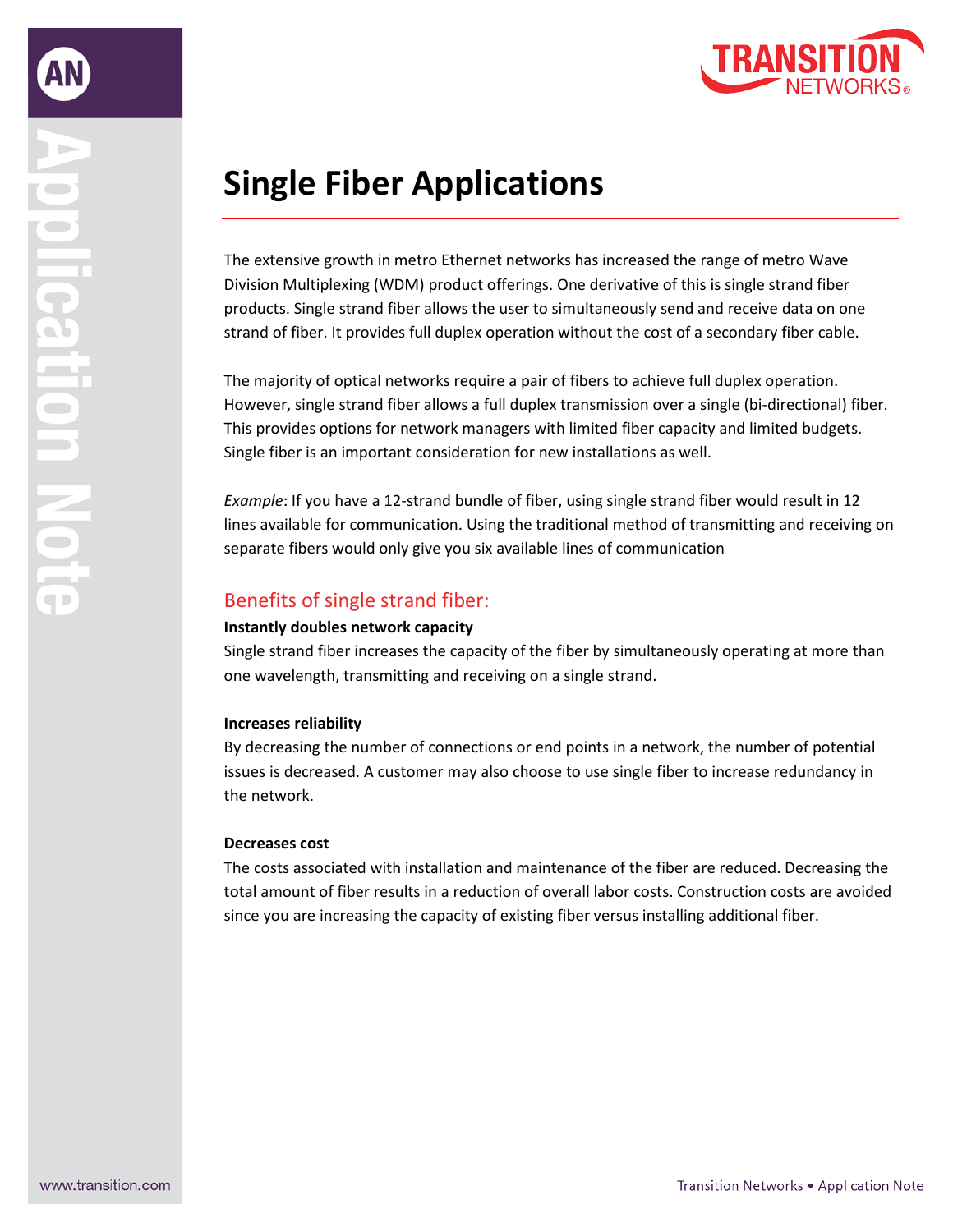# Single Fiber Applications

The extensive growth in metro Ethernet networks has increased the range of metro Wave Division Multiplexing (WDM) product offerings. One derivative of this is single strand fiber products. Single strand fiber allows the user to simultaneously send and receive data on one strand of fiber. It provides full duplex operation without the cost of a secondary fiber cable.

The majority of optical networks require a pair of fibers to achieve full duplex operation. However, single strand fiber allows a full duplex transmission over a single (bi-directional) fiber. This provides options for network managers with limited fiber capacity and limited budgets. Single fiber is an important consideration for new installations as well.

*Example*: If you have a 12-strand bundle of fiber, using single strand fiber would result in 12 lines available for communication. Using the traditional method of transmitting and receiving on separate fibers would only give you six available lines of communication

## Benefits of single strand fiber:

**Instantly doubles network capacity**

Single strand fiber increases the capacity of the fiber by simultaneously operating at more than one wavelength, transmitting and receiving on a single strand.

**Increases reliability**

By decreasing the number of connections or end points in a network, the number of potential issues is decreased. A customer may also choose to use single fiber to increase redundancy in the network.

**Decreases cost**

The costs associated with installation and maintenance of the fiber are reduced. Decreasing the total amount of fiber results in a reduction of overall labor costs. Construction costs are avoided since you are increasing the capacity of existing fiber versus installing additional fiber.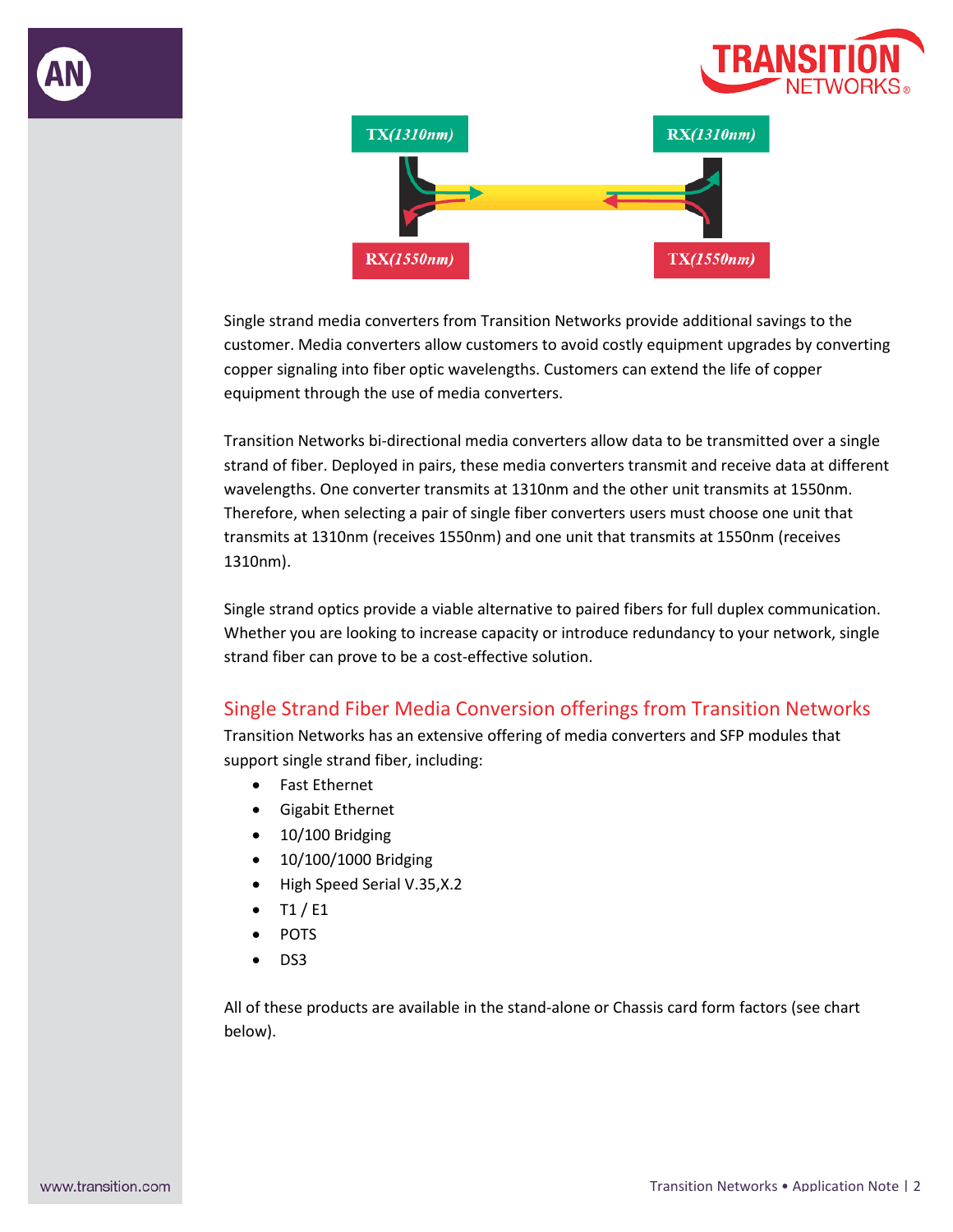TX(1310nm)

RX(1310nm)

RX(1550nm)

TX(1550nm)

Single strand media converters from Transition Networks provide additional savings to the customer. Media converters allow customers to avoid costly equipment upgrades by converting copper signaling into fiber optic wavelengths. Customers can extend the life of copper equipment through the use of media converters.

Transition Networks bi-directional media converters allow data to be transmitted over a single strand of fiber. Deployed in pairs, these media converters transmit and receive data at different wavelengths. One converter transmits at 1310nm and the other unit transmits at 1550nm. Therefore, when selecting a pair of single fiber converters users must choose one unit that transmits at 1310nm (receives 1550nm) and one unit that transmits at 1550nm (receives 1310nm).

Single strand optics provide a viable alternative to paired fibers for full duplex communication. Whether you are looking to increase capacity or introduce redundancy to your network, single strand fiber can prove to be a cost-effective solution.

## Single Strand Fiber Media Conversion offerings from Transition Networks

Transition Networks has an extensive offering of media converters and SFP modules that support single strand fiber, including:

- Fast Ethernet
- Gigabit Ethernet
- 10/100 Bridging
- 10/100/1000 Bridging
- High Speed Serial V.35,X.2
- T1 / E1
- POTS
- DS3

All of these products are available in the stand-alone or Chassis card form factors (see chart below).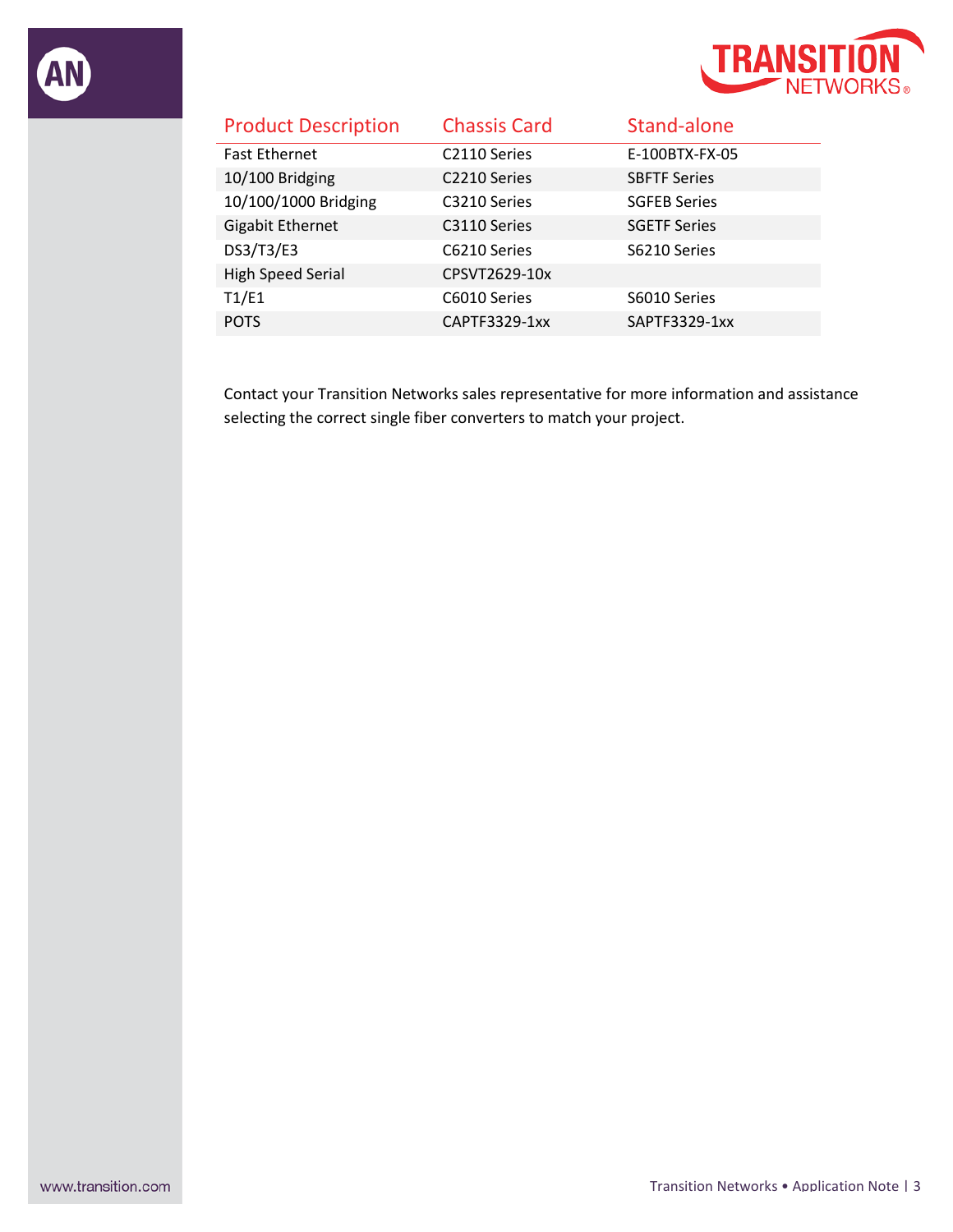| Product Description | Chassis Card | Stand-alone |
| --- | --- | --- |
| Fast Ethernet | C2110 Series | E-100BTX-FX-05 |
| 10/100 Bridging | C2210 Series | SBFTF Series |
| 10/100/1000 Bridging | C3210 Series | SGFEB Series |
| Gigabit Ethernet | C3110 Series | SGETF Series |
| DS3/T3/E3 | C6210 Series | S6210 Series |
| High Speed Serial | CPSVT2629-10x | |
| T1/E1 | C6010 Series | S6010 Series |
| POTS | CAPTF3329-1xx | SAPTF3329-1xx |

Contact your Transition Networks sales representative for more information and assistance selecting the correct single fiber converters to match your project.